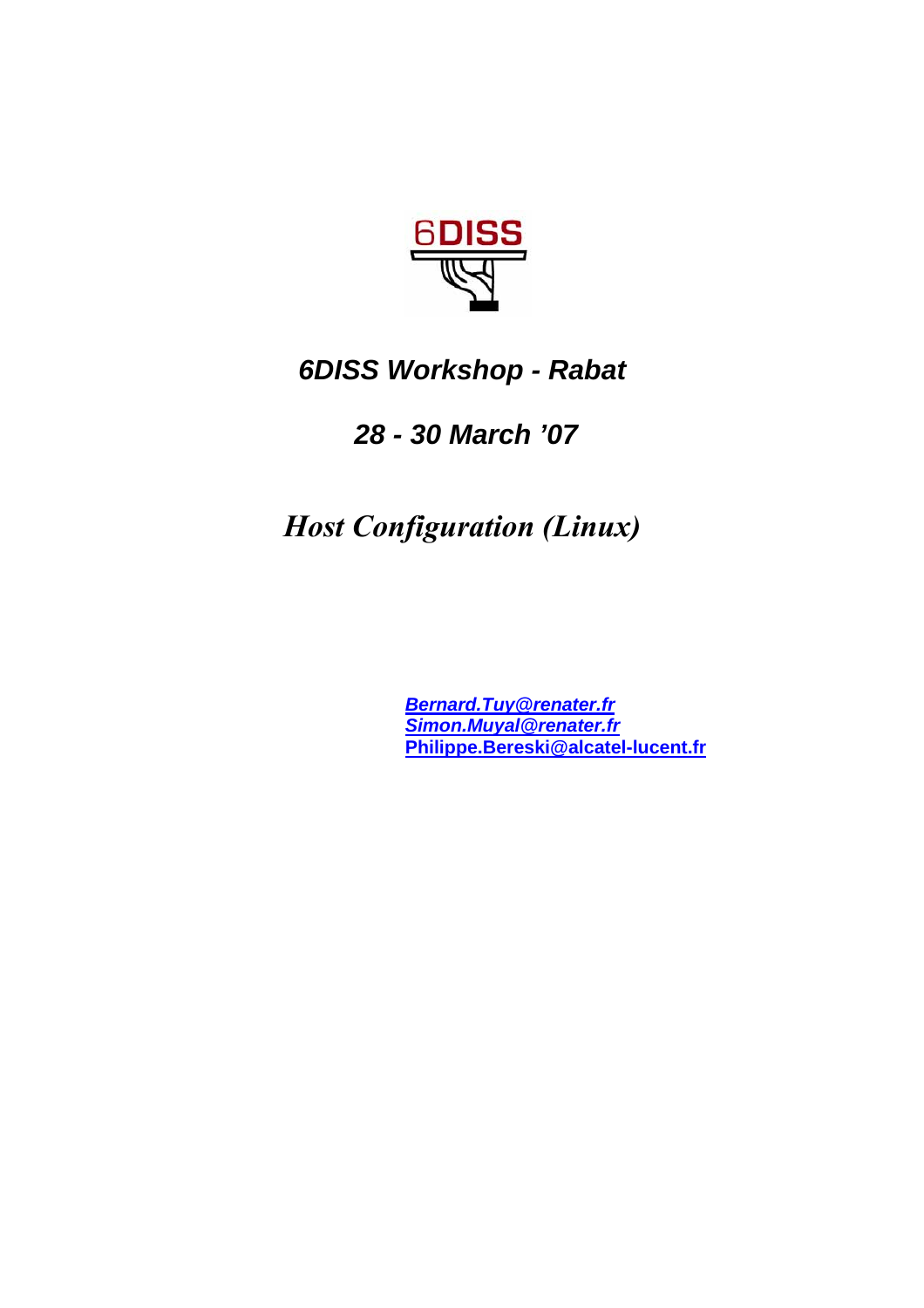**6DISS**

# *6DISS Workshop - Rabat*

## *28 - 30 March '07*

# *Host Configuration (Linux)*

*Bernard.Tuy@renater.fr*
*Simon.Muyal@renater.fr*
**Philippe.Bereski@alcatel-lucent.fr**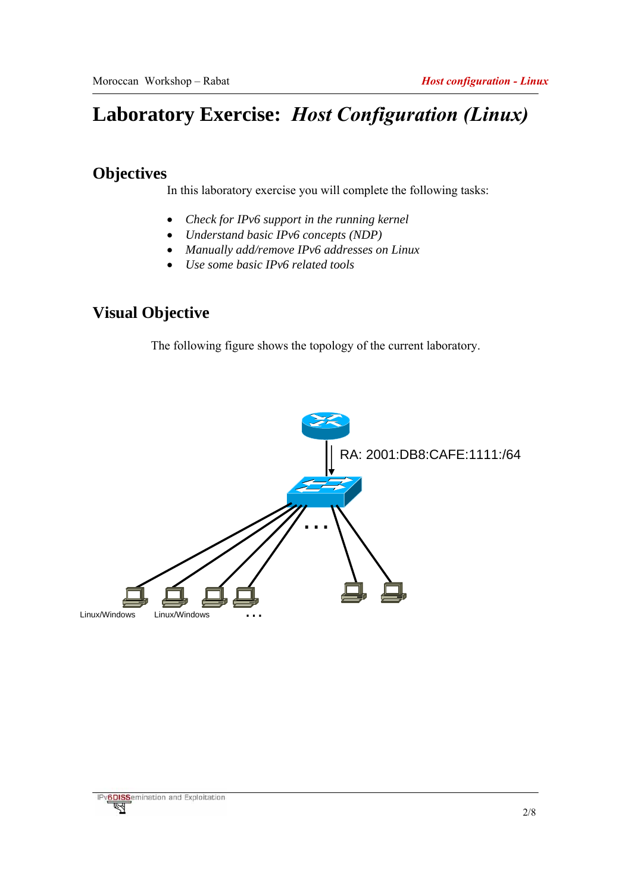# Laboratory Exercise: *Host Configuration (Linux)*

## Objectives

In this laboratory exercise you will complete the following tasks:

- *Check for IPv6 support in the running kernel*
- *Understand basic IPv6 concepts (NDP)*
- *Manually add/remove IPv6 addresses on Linux*
- *Use some basic IPv6 related tools*

## Visual Objective

The following figure shows the topology of the current laboratory.

RA: 2001:DB8:CAFE:1111:/64

Linux/Windows Linux/Windows …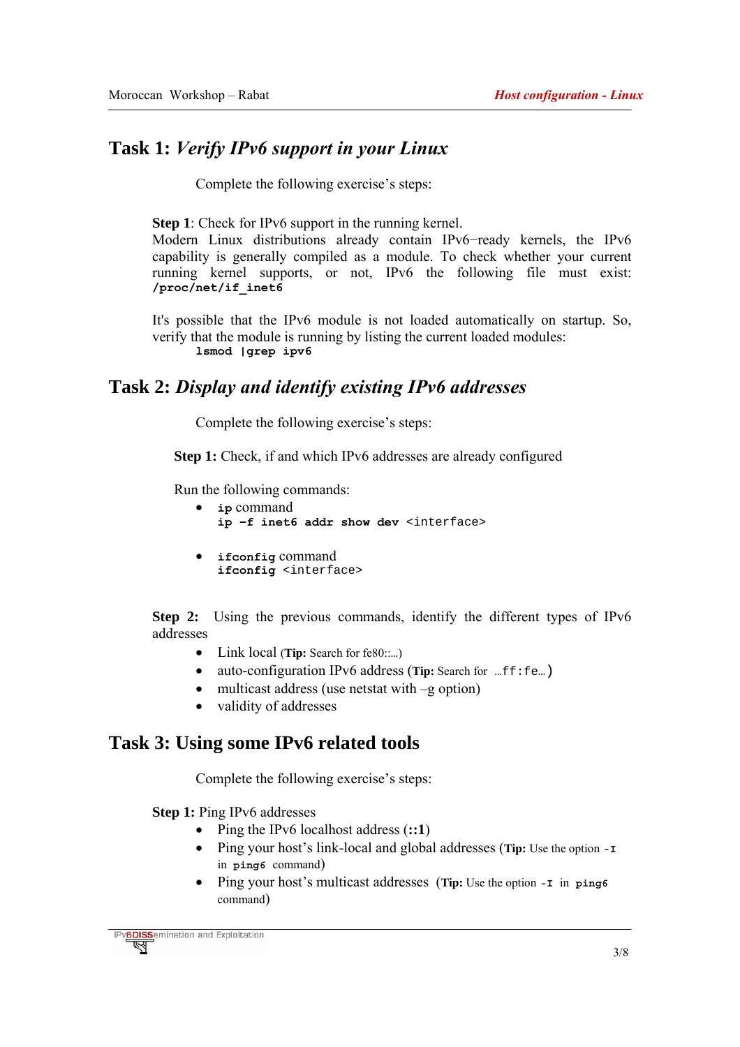## Task 1: *Verify IPv6 support in your Linux*

Complete the following exercise's steps:

**Step 1**: Check for IPv6 support in the running kernel.
Modern Linux distributions already contain IPv6−ready kernels, the IPv6 capability is generally compiled as a module. To check whether your current running kernel supports, or not, IPv6 the following file must exist: **`/proc/net/if_inet6`**

It's possible that the IPv6 module is not loaded automatically on startup. So, verify that the module is running by listing the current loaded modules:

```
lsmod |grep ipv6
```

## Task 2: *Display and identify existing IPv6 addresses*

Complete the following exercise's steps:

**Step 1:** Check, if and which IPv6 addresses are already configured

Run the following commands:

- **`ip`** command
  **`ip -f inet6 addr show dev`** `<interface>`
- **`ifconfig`** command
  **`ifconfig`** `<interface>`

**Step 2:** Using the previous commands, identify the different types of IPv6 addresses

- Link local (**Tip:** Search for fe80::...)
- auto-configuration IPv6 address (**Tip:** Search for ...`ff:fe`...)
- multicast address (use netstat with –g option)
- validity of addresses

## Task 3: Using some IPv6 related tools

Complete the following exercise's steps:

**Step 1:** Ping IPv6 addresses

- Ping the IPv6 localhost address (**::1**)
- Ping your host's link-local and global addresses (**Tip:** Use the option **`-I`** in **`ping6`** command)
- Ping your host's multicast addresses (**Tip:** Use the option **`-I`** in **`ping6`** command)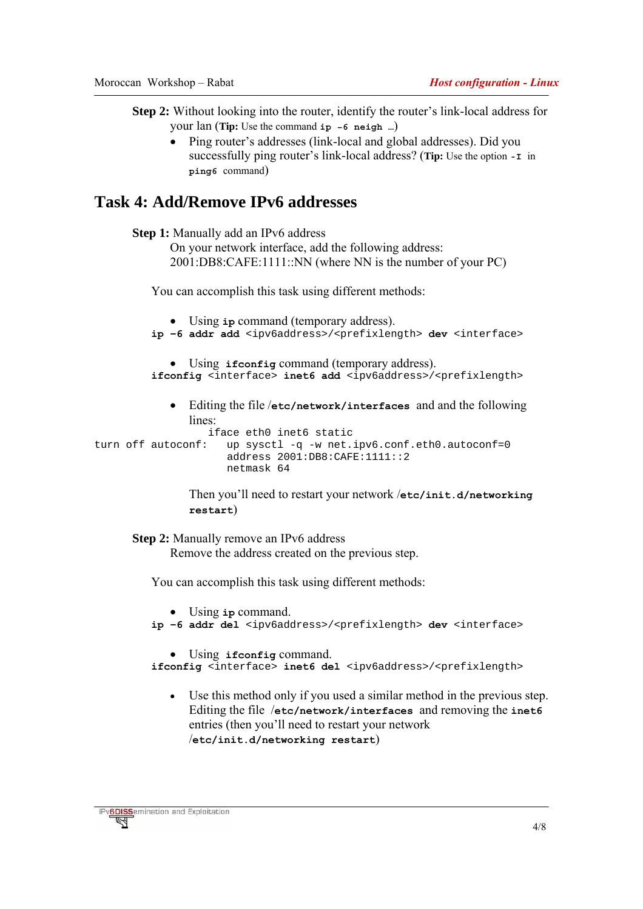**Step 2:** Without looking into the router, identify the router's link-local address for your lan (**Tip:** Use the command `ip -6 neigh` …)

- Ping router's addresses (link-local and global addresses). Did you successfully ping router's link-local address? (**Tip:** Use the option `-I` in `ping6` command)

## Task 4: Add/Remove IPv6 addresses

**Step 1:** Manually add an IPv6 address
On your network interface, add the following address:
2001:DB8:CAFE:1111::NN (where NN is the number of your PC)

You can accomplish this task using different methods:

- Using **ip** command (temporary address).

```
ip -6 addr add <ipv6address>/<prefixlength> dev <interface>
```

- Using **ifconfig** command (temporary address).

```
ifconfig <interface> inet6 add <ipv6address>/<prefixlength>
```

- Editing the file /**etc/network/interfaces** and and the following lines:

```
                iface eth0 inet6 static
turn off autoconf:   up sysctl -q -w net.ipv6.conf.eth0.autoconf=0
                     address 2001:DB8:CAFE:1111::2
                     netmask 64
```

Then you'll need to restart your network /**etc/init.d/networking restart**)

**Step 2:** Manually remove an IPv6 address
Remove the address created on the previous step.

You can accomplish this task using different methods:

- Using **ip** command.

```
ip -6 addr del <ipv6address>/<prefixlength> dev <interface>
```

- Using **ifconfig** command.

```
ifconfig <interface> inet6 del <ipv6address>/<prefixlength>
```

- Use this method only if you used a similar method in the previous step. Editing the file /**etc/network/interfaces** and removing the **inet6** entries (then you'll need to restart your network /**etc/init.d/networking restart**)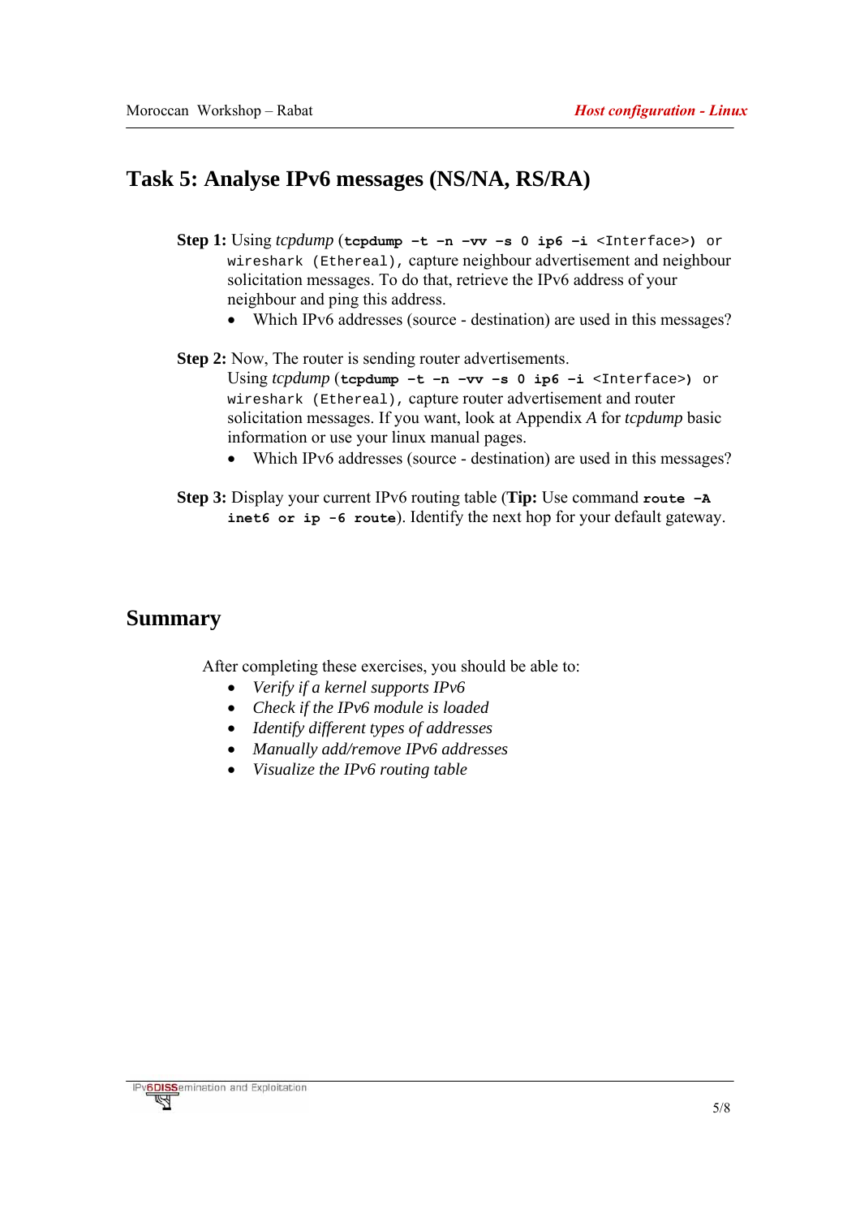## Task 5: Analyse IPv6 messages (NS/NA, RS/RA)

**Step 1:** Using *tcpdump* (**`tcpdump -t -n -vv -s 0 ip6 -i`** `<Interface>)` or `wireshark (Ethereal)`, capture neighbour advertisement and neighbour solicitation messages. To do that, retrieve the IPv6 address of your neighbour and ping this address.

- Which IPv6 addresses (source - destination) are used in this messages?

**Step 2:** Now, The router is sending router advertisements.
Using *tcpdump* (**`tcpdump -t -n -vv -s 0 ip6 -i`** `<Interface>)` or `wireshark (Ethereal)`, capture router advertisement and router solicitation messages. If you want, look at Appendix *A* for *tcpdump* basic information or use your linux manual pages.

- Which IPv6 addresses (source - destination) are used in this messages?

**Step 3:** Display your current IPv6 routing table (**Tip:** Use command **`route -A inet6`** **or** **`ip -6 route`**). Identify the next hop for your default gateway.

## Summary

After completing these exercises, you should be able to:

- *Verify if a kernel supports IPv6*
- *Check if the IPv6 module is loaded*
- *Identify different types of addresses*
- *Manually add/remove IPv6 addresses*
- *Visualize the IPv6 routing table*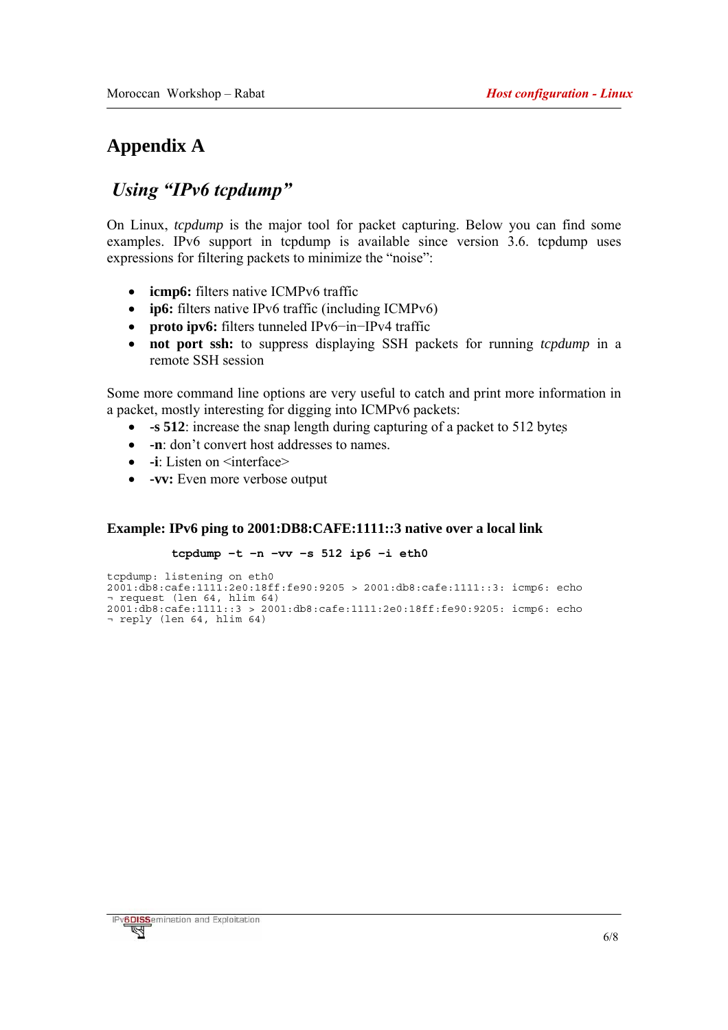# Appendix A

## *Using “IPv6 tcpdump”*

On Linux, *tcpdump* is the major tool for packet capturing. Below you can find some examples. IPv6 support in tcpdump is available since version 3.6. tcpdump uses expressions for filtering packets to minimize the “noise”:

- **icmp6:** filters native ICMPv6 traffic
- **ip6:** filters native IPv6 traffic (including ICMPv6)
- **proto ipv6:** filters tunneled IPv6−in−IPv4 traffic
- **not port ssh:** to suppress displaying SSH packets for running *tcpdump* in a remote SSH session

Some more command line options are very useful to catch and print more information in a packet, mostly interesting for digging into ICMPv6 packets:

- **-s 512**: increase the snap length during capturing of a packet to 512 bytes
- **-n**: don’t convert host addresses to names.
- **-i**: Listen on <interface>
- **-vv:** Even more verbose output

### Example: IPv6 ping to 2001:DB8:CAFE:1111::3 native over a local link

```
tcpdump -t -n -vv -s 512 ip6 -i eth0
```

```
tcpdump: listening on eth0
2001:db8:cafe:1111:2e0:18ff:fe90:9205 > 2001:db8:cafe:1111::3: icmp6: echo
¬ request (len 64, hlim 64)
2001:db8:cafe:1111::3 > 2001:db8:cafe:1111:2e0:18ff:fe90:9205: icmp6: echo
¬ reply (len 64, hlim 64)
```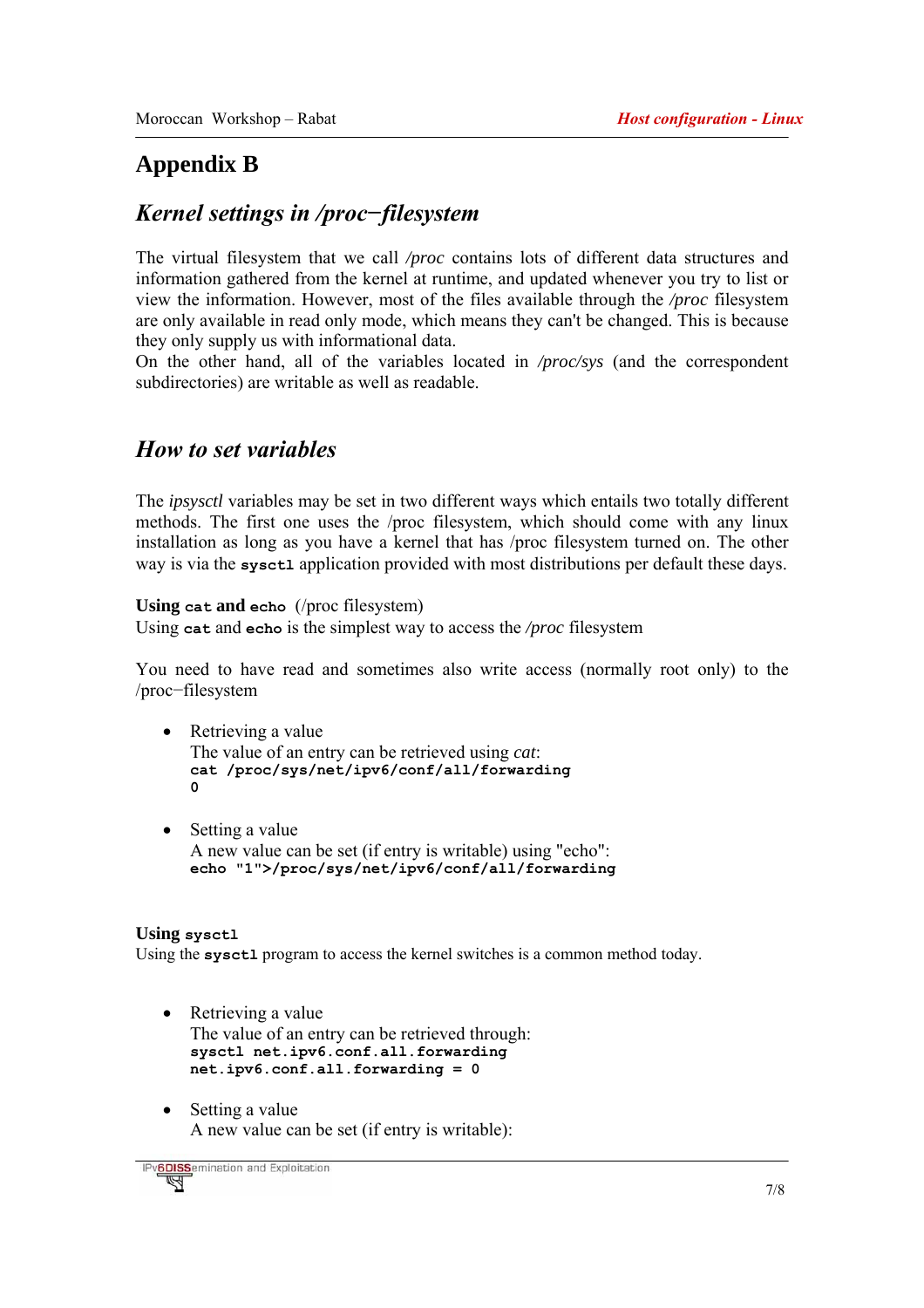# Appendix B

## *Kernel settings in /proc−filesystem*

The virtual filesystem that we call */proc* contains lots of different data structures and information gathered from the kernel at runtime, and updated whenever you try to list or view the information. However, most of the files available through the */proc* filesystem are only available in read only mode, which means they can't be changed. This is because they only supply us with informational data.
On the other hand, all of the variables located in */proc/sys* (and the correspondent subdirectories) are writable as well as readable.

## *How to set variables*

The *ipsysctl* variables may be set in two different ways which entails two totally different methods. The first one uses the /proc filesystem, which should come with any linux installation as long as you have a kernel that has /proc filesystem turned on. The other way is via the **`sysctl`** application provided with most distributions per default these days.

**Using `cat` and `echo`** (/proc filesystem)
Using **`cat`** and **`echo`** is the simplest way to access the */proc* filesystem

You need to have read and sometimes also write access (normally root only) to the /proc−filesystem

- Retrieving a value
  The value of an entry can be retrieved using *cat*:
  ```
  cat /proc/sys/net/ipv6/conf/all/forwarding
  0
  ```

- Setting a value
  A new value can be set (if entry is writable) using "echo":
  ```
  echo "1">/proc/sys/net/ipv6/conf/all/forwarding
  ```

**Using `sysctl`**
Using the **`sysctl`** program to access the kernel switches is a common method today.

- Retrieving a value
  The value of an entry can be retrieved through:
  ```
  sysctl net.ipv6.conf.all.forwarding
  net.ipv6.conf.all.forwarding = 0
  ```

- Setting a value
  A new value can be set (if entry is writable):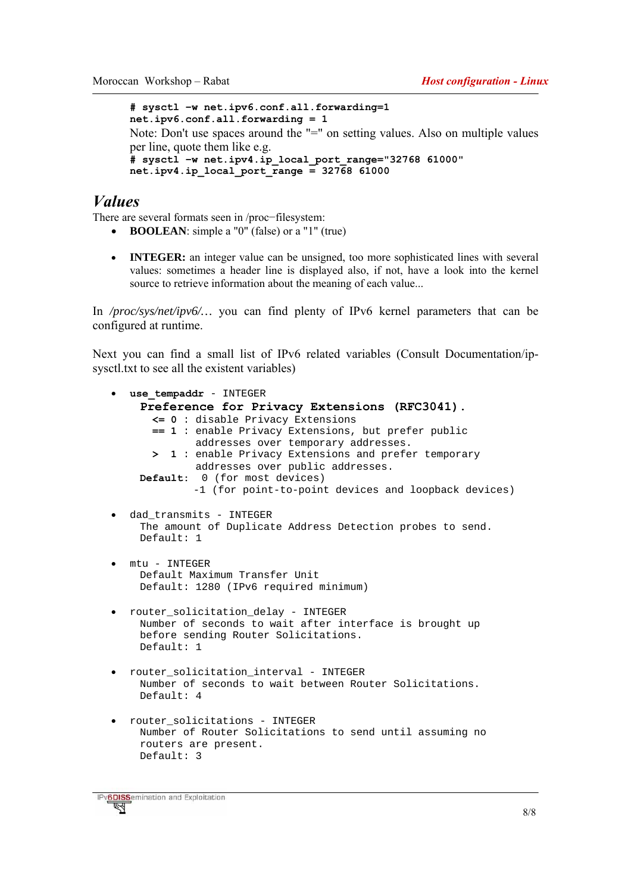```
# sysctl -w net.ipv6.conf.all.forwarding=1
net.ipv6.conf.all.forwarding = 1
```

Note: Don't use spaces around the "=" on setting values. Also on multiple values per line, quote them like e.g.

```
# sysctl -w net.ipv4.ip_local_port_range="32768 61000"
net.ipv4.ip_local_port_range = 32768 61000
```

## *Values*

There are several formats seen in /proc−filesystem:

- **BOOLEAN**: simple a "0" (false) or a "1" (true)
- **INTEGER:** an integer value can be unsigned, too more sophisticated lines with several values: sometimes a header line is displayed also, if not, have a look into the kernel source to retrieve information about the meaning of each value...

In */proc/sys/net/ipv6/…* you can find plenty of IPv6 kernel parameters that can be configured at runtime.

Next you can find a small list of IPv6 related variables (Consult Documentation/ip-sysctl.txt to see all the existent variables)

- **use_tempaddr** - INTEGER
  ```
  Preference for Privacy Extensions (RFC3041).
    <= 0 : disable Privacy Extensions
    == 1 : enable Privacy Extensions, but prefer public
           addresses over temporary addresses.
    >  1 : enable Privacy Extensions and prefer temporary
           addresses over public addresses.
  Default:  0 (for most devices)
           -1 (for point-to-point devices and loopback devices)
  ```

- dad_transmits - INTEGER
  ```
  The amount of Duplicate Address Detection probes to send.
  Default: 1
  ```

- mtu - INTEGER
  ```
  Default Maximum Transfer Unit
  Default: 1280 (IPv6 required minimum)
  ```

- router_solicitation_delay - INTEGER
  ```
  Number of seconds to wait after interface is brought up
  before sending Router Solicitations.
  Default: 1
  ```

- router_solicitation_interval - INTEGER
  ```
  Number of seconds to wait between Router Solicitations.
  Default: 4
  ```

- router_solicitations - INTEGER
  ```
  Number of Router Solicitations to send until assuming no
  routers are present.
  Default: 3
  ```